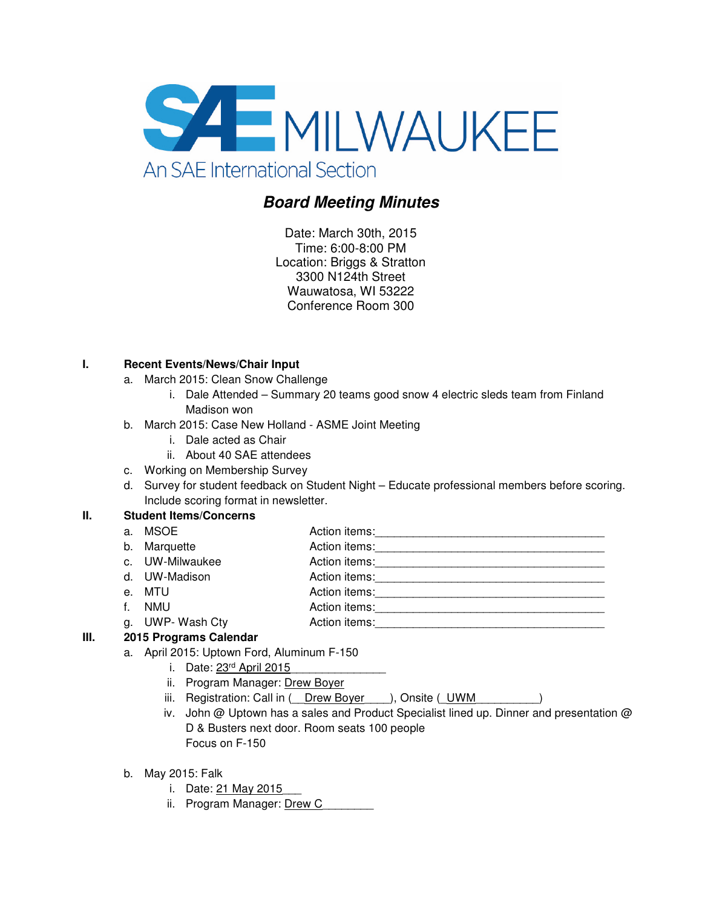SAE MILWAUKEE

An SAE International Section

# *Board Meeting Minutes*

Date: March 30th, 2015
Time: 6:00-8:00 PM
Location: Briggs & Stratton
3300 N124th Street
Wauwatosa, WI 53222
Conference Room 300

## I. Recent Events/News/Chair Input

a. March 2015: Clean Snow Challenge
   i. Dale Attended – Summary 20 teams good snow 4 electric sleds team from Finland Madison won

b. March 2015: Case New Holland - ASME Joint Meeting
   i. Dale acted as Chair
   ii. About 40 SAE attendees

c. Working on Membership Survey

d. Survey for student feedback on Student Night – Educate professional members before scoring. Include scoring format in newsletter.

## II. Student Items/Concerns

a. MSOE — Action items:____________________________________
b. Marquette — Action items:____________________________________
c. UW-Milwaukee — Action items:____________________________________
d. UW-Madison — Action items:____________________________________
e. MTU — Action items:____________________________________
f. NMU — Action items:____________________________________
g. UWP- Wash Cty — Action items:____________________________________

## III. 2015 Programs Calendar

a. April 2015: Uptown Ford, Aluminum F-150
   i. Date: 23rd April 2015_______________
   ii. Program Manager: Drew Boyer
   iii. Registration: Call in (__Drew Boyer____), Onsite (_UWM__________)
   iv. John @ Uptown has a sales and Product Specialist lined up. Dinner and presentation @ D & Busters next door. Room seats 100 people
   Focus on F-150

b. May 2015: Falk
   i. Date: 21 May 2015___
   ii. Program Manager: Drew C________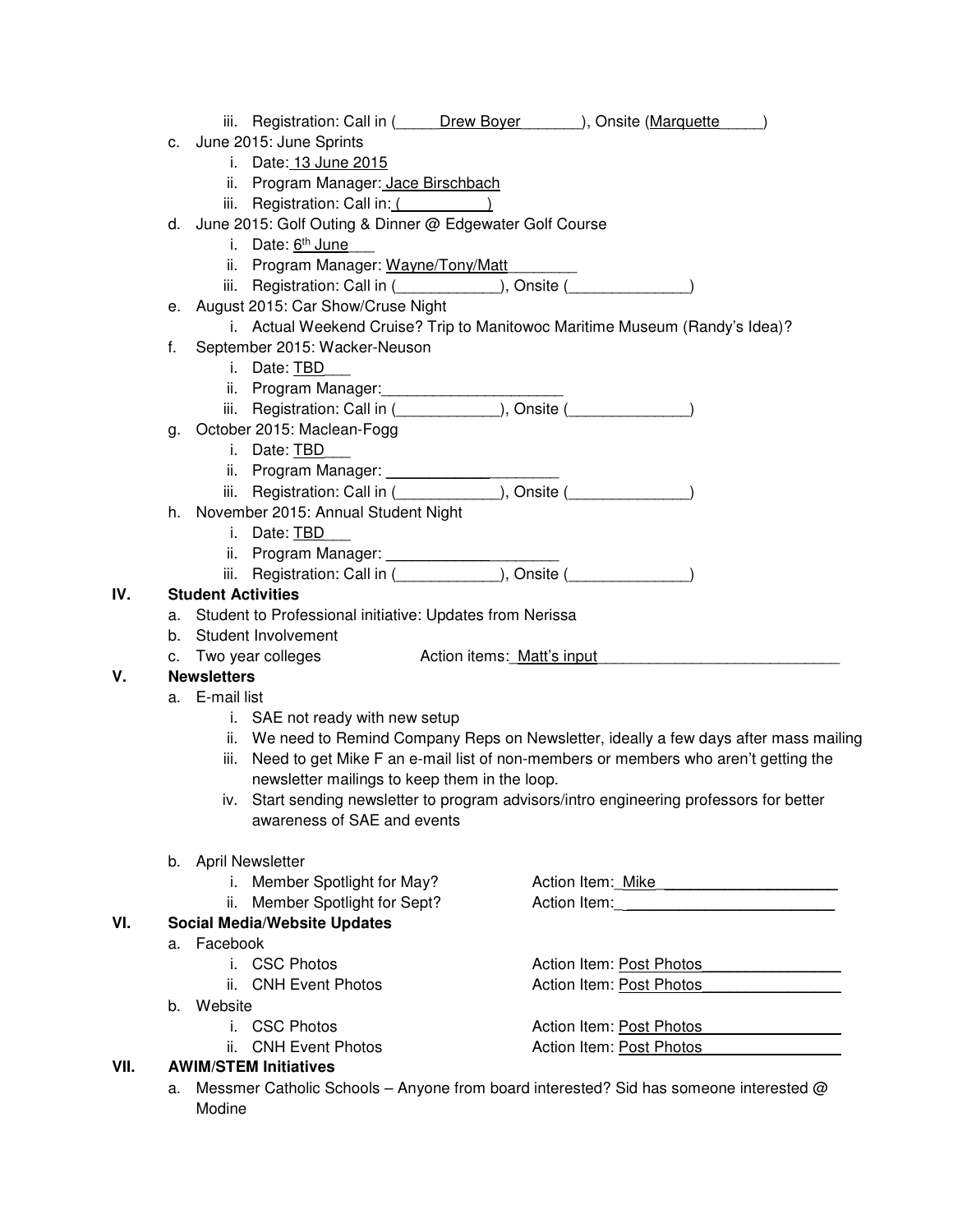iii. Registration: Call in (\_\_\_\_\_Drew Boyer\_\_\_\_\_\_\_), Onsite (Marquette\_\_\_\_\_)

c. June 2015: June Sprints
   i. Date: 13 June 2015
   ii. Program Manager: Jace Birschbach
   iii. Registration: Call in: (\_\_\_\_\_\_\_\_\_\_)

d. June 2015: Golf Outing & Dinner @ Edgewater Golf Course
   i. Date: 6th June\_\_\_
   ii. Program Manager: Wayne/Tony/Matt\_\_\_\_\_\_\_\_
   iii. Registration: Call in (\_\_\_\_\_\_\_\_\_\_\_\_), Onsite (\_\_\_\_\_\_\_\_\_\_\_\_\_\_)

e. August 2015: Car Show/Cruse Night
   i. Actual Weekend Cruise? Trip to Manitowoc Maritime Museum (Randy's Idea)?

f. September 2015: Wacker-Neuson
   i. Date: TBD\_\_\_
   ii. Program Manager:\_\_\_\_\_\_\_\_\_\_\_\_\_\_\_\_\_\_\_\_\_
   iii. Registration: Call in (\_\_\_\_\_\_\_\_\_\_\_\_), Onsite (\_\_\_\_\_\_\_\_\_\_\_\_\_\_)

g. October 2015: Maclean-Fogg
   i. Date: TBD\_\_\_
   ii. Program Manager: \_\_\_\_\_\_\_\_\_\_\_\_\_\_\_\_\_\_\_\_\_
   iii. Registration: Call in (\_\_\_\_\_\_\_\_\_\_\_\_), Onsite (\_\_\_\_\_\_\_\_\_\_\_\_\_\_)

h. November 2015: Annual Student Night
   i. Date: TBD\_\_\_
   ii. Program Manager: \_\_\_\_\_\_\_\_\_\_\_\_\_\_\_\_\_\_\_\_\_
   iii. Registration: Call in (\_\_\_\_\_\_\_\_\_\_\_\_), Onsite (\_\_\_\_\_\_\_\_\_\_\_\_\_\_)

**IV. Student Activities**

a. Student to Professional initiative: Updates from Nerissa

b. Student Involvement

c. Two year colleges          Action items: Matt's input\_\_\_\_\_\_\_\_\_\_\_\_\_\_\_\_\_\_\_\_\_\_\_\_\_\_\_\_\_\_

**V. Newsletters**

a. E-mail list
   i. SAE not ready with new setup
   ii. We need to Remind Company Reps on Newsletter, ideally a few days after mass mailing
   iii. Need to get Mike F an e-mail list of non-members or members who aren't getting the newsletter mailings to keep them in the loop.
   iv. Start sending newsletter to program advisors/intro engineering professors for better awareness of SAE and events

b. April Newsletter
   i. Member Spotlight for May?          Action Item: Mike\_\_\_\_\_\_\_\_\_\_\_\_\_\_\_\_\_\_\_\_\_
   ii. Member Spotlight for Sept?          Action Item:\_\_\_\_\_\_\_\_\_\_\_\_\_\_\_\_\_\_\_\_\_\_\_\_\_\_

**VI. Social Media/Website Updates**

a. Facebook
   i. CSC Photos          Action Item: Post Photos\_\_\_\_\_\_\_\_\_\_\_\_\_\_\_\_
   ii. CNH Event Photos          Action Item: Post Photos\_\_\_\_\_\_\_\_\_\_\_\_\_\_\_\_

b. Website
   i. CSC Photos          Action Item: Post Photos\_\_\_\_\_\_\_\_\_\_\_\_\_\_\_\_
   ii. CNH Event Photos          Action Item: Post Photos\_\_\_\_\_\_\_\_\_\_\_\_\_\_\_\_

**VII. AWIM/STEM Initiatives**

a. Messmer Catholic Schools – Anyone from board interested? Sid has someone interested @ Modine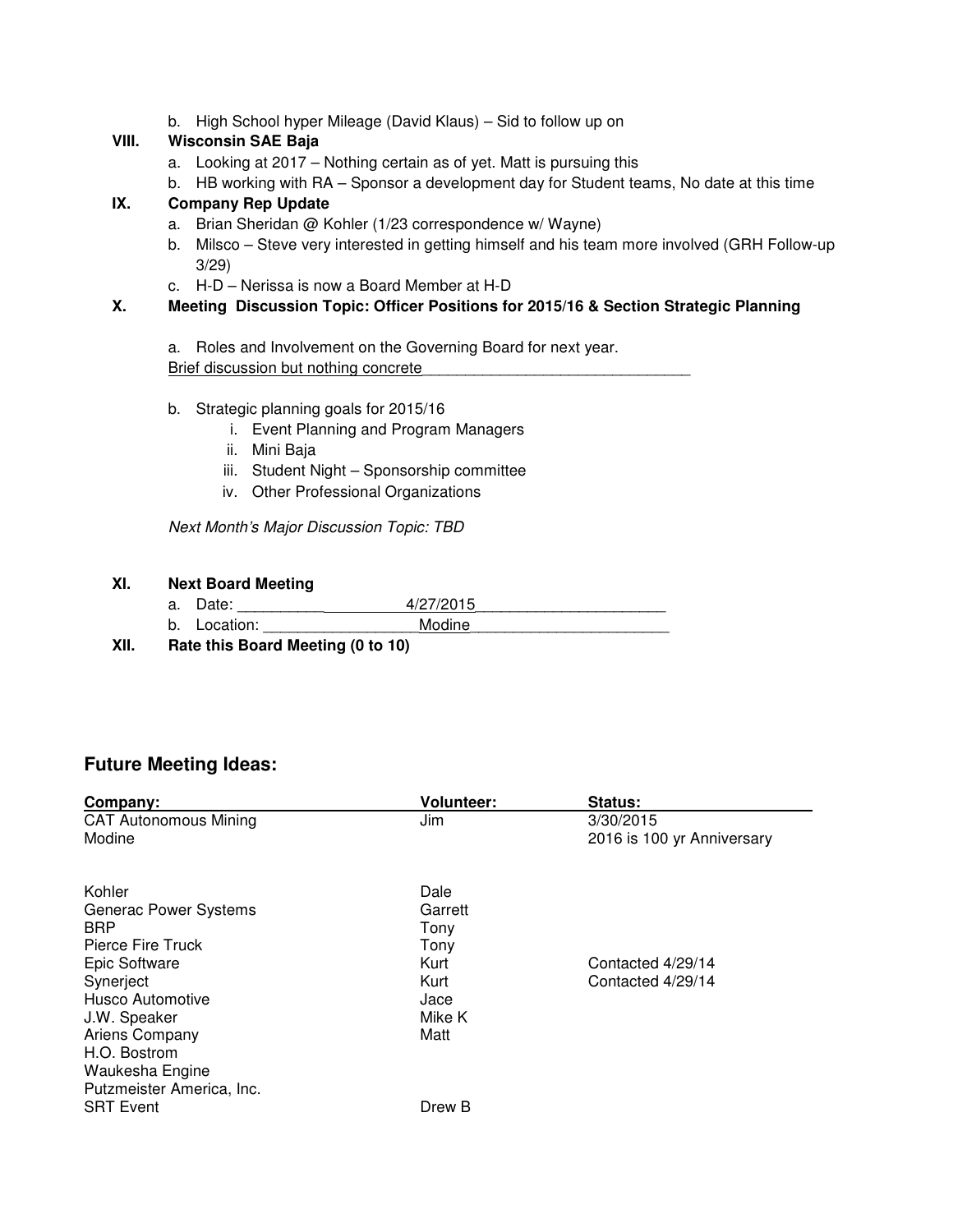b. High School hyper Mileage (David Klaus) – Sid to follow up on

**VIII. Wisconsin SAE Baja**

a. Looking at 2017 – Nothing certain as of yet. Matt is pursuing this

b. HB working with RA – Sponsor a development day for Student teams, No date at this time

**IX. Company Rep Update**

a. Brian Sheridan @ Kohler (1/23 correspondence w/ Wayne)

b. Milsco – Steve very interested in getting himself and his team more involved (GRH Follow-up 3/29)

c. H-D – Nerissa is now a Board Member at H-D

**X. Meeting Discussion Topic: Officer Positions for 2015/16 & Section Strategic Planning**

a. Roles and Involvement on the Governing Board for next year.

Brief discussion but nothing concrete

b. Strategic planning goals for 2015/16

i. Event Planning and Program Managers

ii. Mini Baja

iii. Student Night – Sponsorship committee

iv. Other Professional Organizations

*Next Month's Major Discussion Topic: TBD*

**XI. Next Board Meeting**

a. Date: 4/27/2015

b. Location: Modine

**XII. Rate this Board Meeting (0 to 10)**

## Future Meeting Ideas:

| Company: | Volunteer: | Status: |
|---|---|---|
| CAT Autonomous Mining | Jim | 3/30/2015 |
| Modine | | 2016 is 100 yr Anniversary |
| Kohler | Dale | |
| Generac Power Systems | Garrett | |
| BRP | Tony | |
| Pierce Fire Truck | Tony | |
| Epic Software | Kurt | Contacted 4/29/14 |
| Synerject | Kurt | Contacted 4/29/14 |
| Husco Automotive | Jace | |
| J.W. Speaker | Mike K | |
| Ariens Company | Matt | |
| H.O. Bostrom | | |
| Waukesha Engine | | |
| Putzmeister America, Inc. | | |
| SRT Event | Drew B | |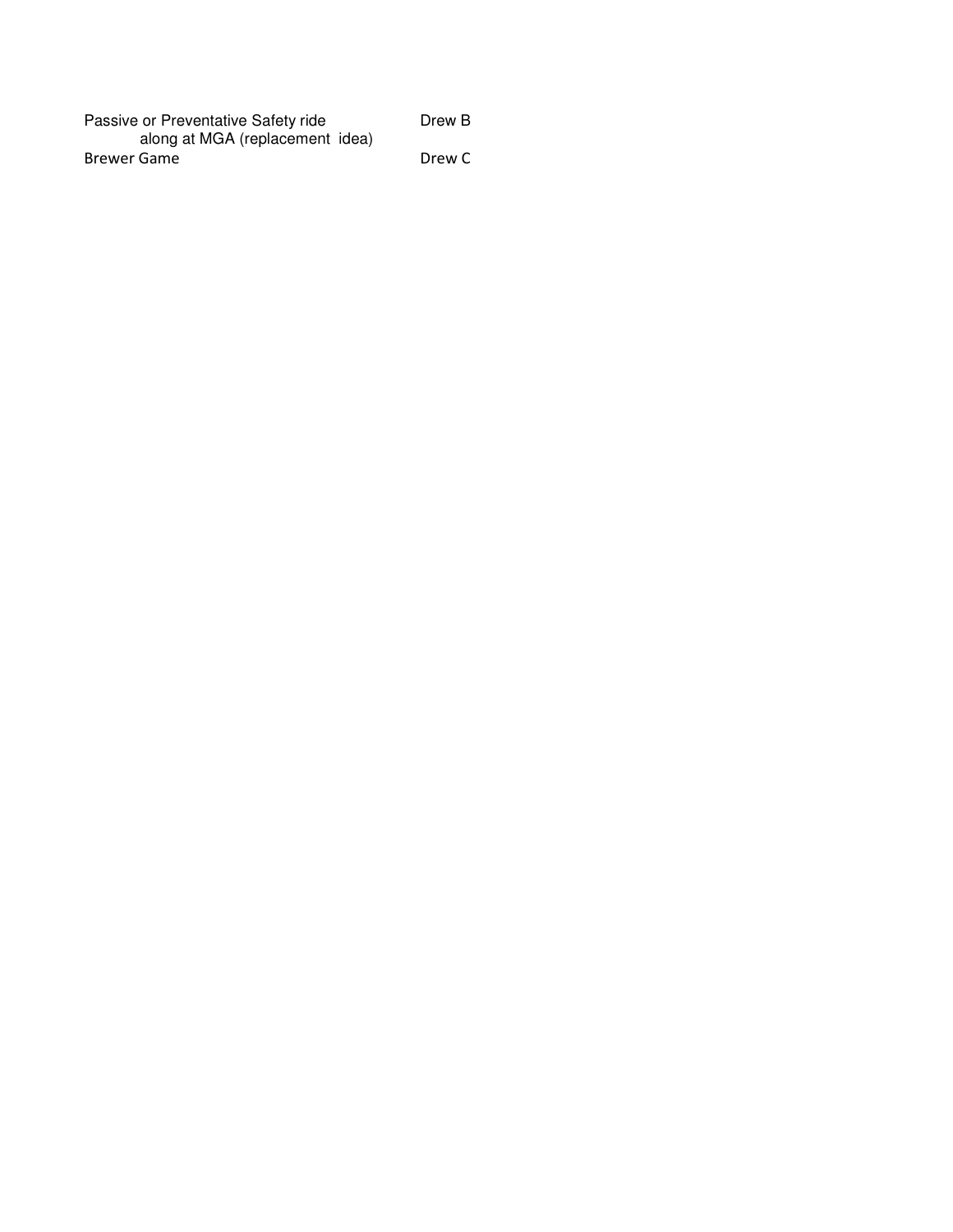| | |
|---|---|
| Passive or Preventative Safety ride along at MGA (replacement idea) | Drew B |
| Brewer Game | Drew C |